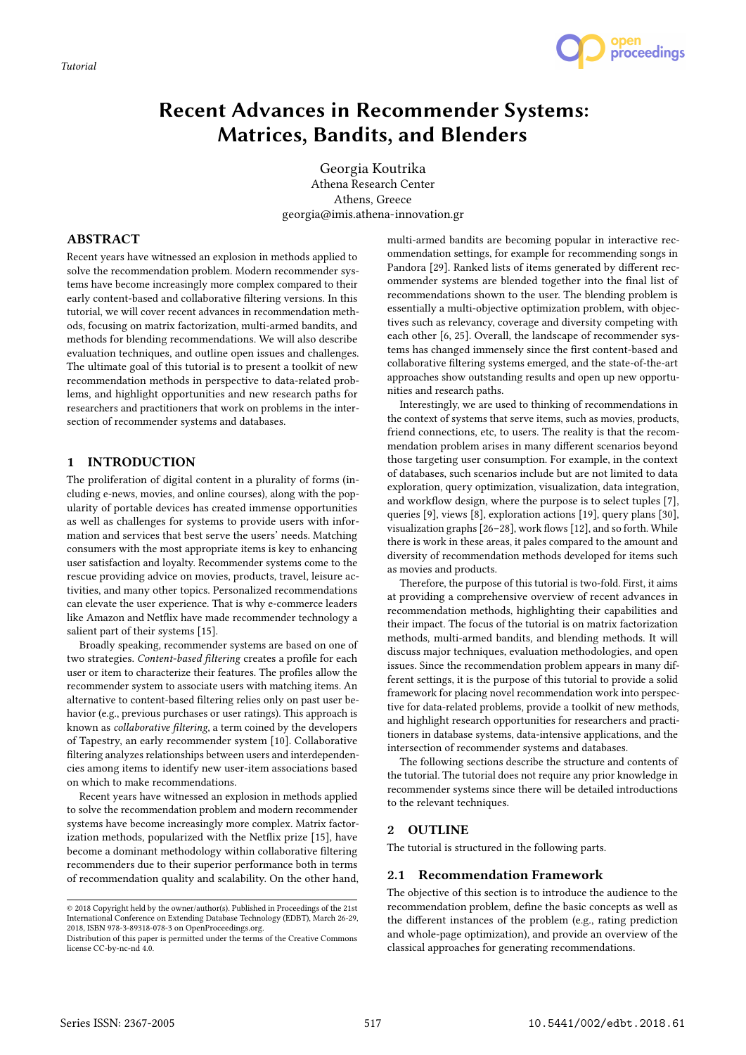*Tutorial*

# Recent Advances in Recommender Systems: Matrices, Bandits, and Blenders

Georgia Koutrika
Athena Research Center
Athens, Greece
georgia@imis.athena-innovation.gr

## ABSTRACT

Recent years have witnessed an explosion in methods applied to solve the recommendation problem. Modern recommender systems have become increasingly more complex compared to their early content-based and collaborative filtering versions. In this tutorial, we will cover recent advances in recommendation methods, focusing on matrix factorization, multi-armed bandits, and methods for blending recommendations. We will also describe evaluation techniques, and outline open issues and challenges. The ultimate goal of this tutorial is to present a toolkit of new recommendation methods in perspective to data-related problems, and highlight opportunities and new research paths for researchers and practitioners that work on problems in the intersection of recommender systems and databases.

## 1 INTRODUCTION

The proliferation of digital content in a plurality of forms (including e-news, movies, and online courses), along with the popularity of portable devices has created immense opportunities as well as challenges for systems to provide users with information and services that best serve the users' needs. Matching consumers with the most appropriate items is key to enhancing user satisfaction and loyalty. Recommender systems come to the rescue providing advice on movies, products, travel, leisure activities, and many other topics. Personalized recommendations can elevate the user experience. That is why e-commerce leaders like Amazon and Netflix have made recommender technology a salient part of their systems [15].

Broadly speaking, recommender systems are based on one of two strategies. *Content-based filtering* creates a profile for each user or item to characterize their features. The profiles allow the recommender system to associate users with matching items. An alternative to content-based filtering relies only on past user behavior (e.g., previous purchases or user ratings). This approach is known as *collaborative filtering*, a term coined by the developers of Tapestry, an early recommender system [10]. Collaborative filtering analyzes relationships between users and interdependencies among items to identify new user-item associations based on which to make recommendations.

Recent years have witnessed an explosion in methods applied to solve the recommendation problem and modern recommender systems have become increasingly more complex. Matrix factorization methods, popularized with the Netflix prize [15], have become a dominant methodology within collaborative filtering recommenders due to their superior performance both in terms of recommendation quality and scalability. On the other hand, multi-armed bandits are becoming popular in interactive recommendation settings, for example for recommending songs in Pandora [29]. Ranked lists of items generated by different recommender systems are blended together into the final list of recommendations shown to the user. The blending problem is essentially a multi-objective optimization problem, with objectives such as relevancy, coverage and diversity competing with each other [6, 25]. Overall, the landscape of recommender systems has changed immensely since the first content-based and collaborative filtering systems emerged, and the state-of-the-art approaches show outstanding results and open up new opportunities and research paths.

Interestingly, we are used to thinking of recommendations in the context of systems that serve items, such as movies, products, friend connections, etc, to users. The reality is that the recommendation problem arises in many different scenarios beyond those targeting user consumption. For example, in the context of databases, such scenarios include but are not limited to data exploration, query optimization, visualization, data integration, and workflow design, where the purpose is to select tuples [7], queries [9], views [8], exploration actions [19], query plans [30], visualization graphs [26–28], work flows [12], and so forth. While there is work in these areas, it pales compared to the amount and diversity of recommendation methods developed for items such as movies and products.

Therefore, the purpose of this tutorial is two-fold. First, it aims at providing a comprehensive overview of recent advances in recommendation methods, highlighting their capabilities and their impact. The focus of the tutorial is on matrix factorization methods, multi-armed bandits, and blending methods. It will discuss major techniques, evaluation methodologies, and open issues. Since the recommendation problem appears in many different settings, it is the purpose of this tutorial to provide a solid framework for placing novel recommendation work into perspective for data-related problems, provide a toolkit of new methods, and highlight research opportunities for researchers and practitioners in database systems, data-intensive applications, and the intersection of recommender systems and databases.

The following sections describe the structure and contents of the tutorial. The tutorial does not require any prior knowledge in recommender systems since there will be detailed introductions to the relevant techniques.

## 2 OUTLINE

The tutorial is structured in the following parts.

### 2.1 Recommendation Framework

The objective of this section is to introduce the audience to the recommendation problem, define the basic concepts as well as the different instances of the problem (e.g., rating prediction and whole-page optimization), and provide an overview of the classical approaches for generating recommendations.

---

© 2018 Copyright held by the owner/author(s). Published in Proceedings of the 21st International Conference on Extending Database Technology (EDBT), March 26-29, 2018, ISBN 978-3-89318-078-3 on OpenProceedings.org.
Distribution of this paper is permitted under the terms of the Creative Commons license CC-by-nc-nd 4.0.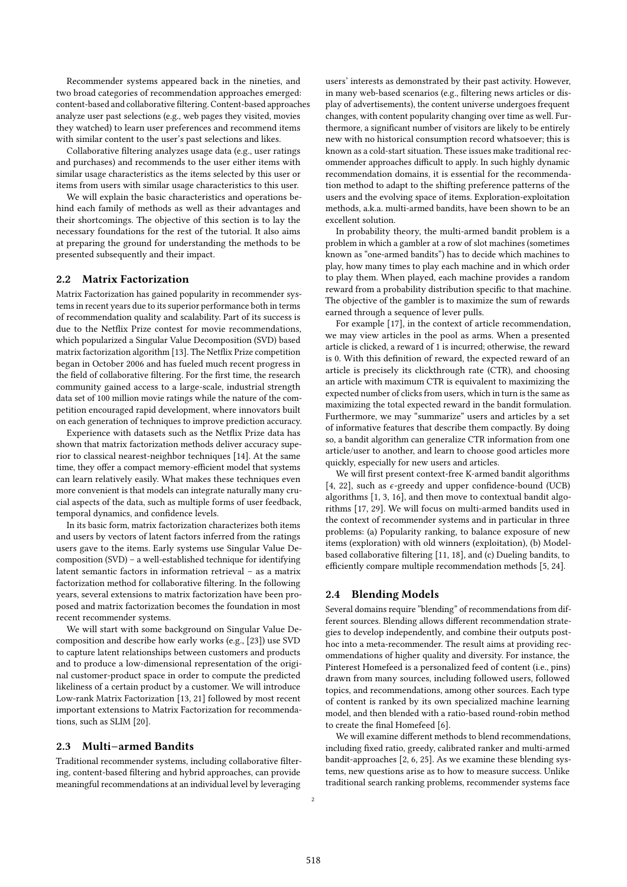Recommender systems appeared back in the nineties, and two broad categories of recommendation approaches emerged: content-based and collaborative filtering. Content-based approaches analyze user past selections (e.g., web pages they visited, movies they watched) to learn user preferences and recommend items with similar content to the user's past selections and likes.

Collaborative filtering analyzes usage data (e.g., user ratings and purchases) and recommends to the user either items with similar usage characteristics as the items selected by this user or items from users with similar usage characteristics to this user.

We will explain the basic characteristics and operations behind each family of methods as well as their advantages and their shortcomings. The objective of this section is to lay the necessary foundations for the rest of the tutorial. It also aims at preparing the ground for understanding the methods to be presented subsequently and their impact.

## 2.2 Matrix Factorization

Matrix Factorization has gained popularity in recommender systems in recent years due to its superior performance both in terms of recommendation quality and scalability. Part of its success is due to the Netflix Prize contest for movie recommendations, which popularized a Singular Value Decomposition (SVD) based matrix factorization algorithm [13]. The Netflix Prize competition began in October 2006 and has fueled much recent progress in the field of collaborative filtering. For the first time, the research community gained access to a large-scale, industrial strength data set of 100 million movie ratings while the nature of the competition encouraged rapid development, where innovators built on each generation of techniques to improve prediction accuracy.

Experience with datasets such as the Netflix Prize data has shown that matrix factorization methods deliver accuracy superior to classical nearest-neighbor techniques [14]. At the same time, they offer a compact memory-efficient model that systems can learn relatively easily. What makes these techniques even more convenient is that models can integrate naturally many crucial aspects of the data, such as multiple forms of user feedback, temporal dynamics, and confidence levels.

In its basic form, matrix factorization characterizes both items and users by vectors of latent factors inferred from the ratings users gave to the items. Early systems use Singular Value Decomposition (SVD) – a well-established technique for identifying latent semantic factors in information retrieval – as a matrix factorization method for collaborative filtering. In the following years, several extensions to matrix factorization have been proposed and matrix factorization becomes the foundation in most recent recommender systems.

We will start with some background on Singular Value Decomposition and describe how early works (e.g., [23]) use SVD to capture latent relationships between customers and products and to produce a low-dimensional representation of the original customer-product space in order to compute the predicted likeliness of a certain product by a customer. We will introduce Low-rank Matrix Factorization [13, 21] followed by most recent important extensions to Matrix Factorization for recommendations, such as SLIM [20].

## 2.3 Multi–armed Bandits

Traditional recommender systems, including collaborative filtering, content-based filtering and hybrid approaches, can provide meaningful recommendations at an individual level by leveraging users' interests as demonstrated by their past activity. However, in many web-based scenarios (e.g., filtering news articles or display of advertisements), the content universe undergoes frequent changes, with content popularity changing over time as well. Furthermore, a significant number of visitors are likely to be entirely new with no historical consumption record whatsoever; this is known as a cold-start situation. These issues make traditional recommender approaches difficult to apply. In such highly dynamic recommendation domains, it is essential for the recommendation method to adapt to the shifting preference patterns of the users and the evolving space of items. Exploration-exploitation methods, a.k.a. multi-armed bandits, have been shown to be an excellent solution.

In probability theory, the multi-armed bandit problem is a problem in which a gambler at a row of slot machines (sometimes known as "one-armed bandits") has to decide which machines to play, how many times to play each machine and in which order to play them. When played, each machine provides a random reward from a probability distribution specific to that machine. The objective of the gambler is to maximize the sum of rewards earned through a sequence of lever pulls.

For example [17], in the context of article recommendation, we may view articles in the pool as arms. When a presented article is clicked, a reward of 1 is incurred; otherwise, the reward is 0. With this definition of reward, the expected reward of an article is precisely its clickthrough rate (CTR), and choosing an article with maximum CTR is equivalent to maximizing the expected number of clicks from users, which in turn is the same as maximizing the total expected reward in the bandit formulation. Furthermore, we may "summarize" users and articles by a set of informative features that describe them compactly. By doing so, a bandit algorithm can generalize CTR information from one article/user to another, and learn to choose good articles more quickly, especially for new users and articles.

We will first present context-free K-armed bandit algorithms [4, 22], such as $\epsilon$-greedy and upper confidence-bound (UCB) algorithms [1, 3, 16], and then move to contextual bandit algorithms [17, 29]. We will focus on multi-armed bandits used in the context of recommender systems and in particular in three problems: (a) Popularity ranking, to balance exposure of new items (exploration) with old winners (exploitation), (b) Model-based collaborative filtering [11, 18], and (c) Dueling bandits, to efficiently compare multiple recommendation methods [5, 24].

## 2.4 Blending Models

Several domains require "blending" of recommendations from different sources. Blending allows different recommendation strategies to develop independently, and combine their outputs post-hoc into a meta-recommender. The result aims at providing recommendations of higher quality and diversity. For instance, the Pinterest Homefeed is a personalized feed of content (i.e., pins) drawn from many sources, including followed users, followed topics, and recommendations, among other sources. Each type of content is ranked by its own specialized machine learning model, and then blended with a ratio-based round-robin method to create the final Homefeed [6].

We will examine different methods to blend recommendations, including fixed ratio, greedy, calibrated ranker and multi-armed bandit-approaches [2, 6, 25]. As we examine these blending systems, new questions arise as to how to measure success. Unlike traditional search ranking problems, recommender systems face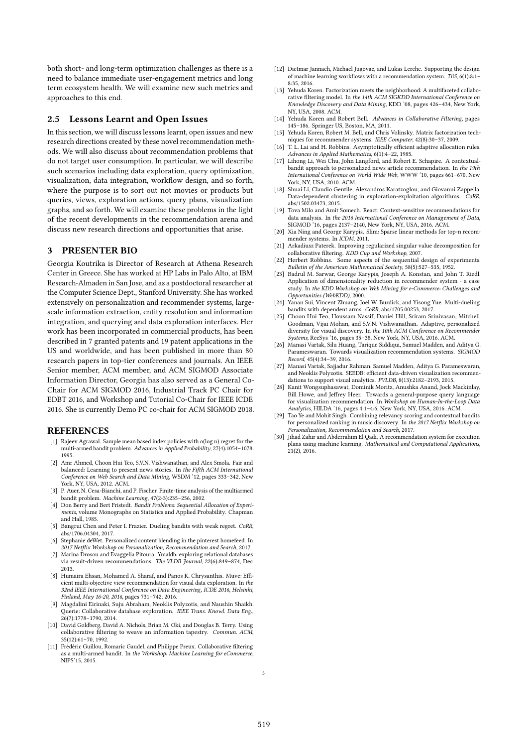both short- and long-term optimization challenges as there is a need to balance immediate user-engagement metrics and long term ecosystem health. We will examine new such metrics and approaches to this end.

### 2.5 Lessons Learnt and Open Issues

In this section, we will discuss lessons learnt, open issues and new research directions created by these novel recommendation methods. We will also discuss about recommendation problems that do not target user consumption. In particular, we will describe such scenarios including data exploration, query optimization, visualization, data integration, workflow design, and so forth, where the purpose is to sort out not movies or products but queries, views, exploration actions, query plans, visualization graphs, and so forth. We will examine these problems in the light of the recent developments in the recommendation arena and discuss new research directions and opportunities that arise.

## 3 PRESENTER BIO

Georgia Koutrika is Director of Research at Athena Research Center in Greece. She has worked at HP Labs in Palo Alto, at IBM Research-Almaden in San Jose, and as a postdoctoral researcher at the Computer Science Dept., Stanford University. She has worked extensively on personalization and recommender systems, large-scale information extraction, entity resolution and information integration, and querying and data exploration interfaces. Her work has been incorporated in commercial products, has been described in 7 granted patents and 19 patent applications in the US and worldwide, and has been published in more than 80 research papers in top-tier conferences and journals. An IEEE Senior member, ACM member, and ACM SIGMOD Associate Information Director, Georgia has also served as a General Co-Chair for ACM SIGMOD 2016, Industrial Track PC Chair for EDBT 2016, and Workshop and Tutorial Co-Chair for IEEE ICDE 2016. She is currently Demo PC co-chair for ACM SIGMOD 2018.

## REFERENCES

[1] Rajeev Agrawal. Sample mean based index policies with o(log n) regret for the multi-armed bandit problem. *Advances in Applied Probability*, 27(4):1054–1078, 1995.

[2] Amr Ahmed, Choon Hui Teo, S.V.N. Vishwanathan, and Alex Smola. Fair and balanced: Learning to present news stories. In *the Fifth ACM International Conference on Web Search and Data Mining*, WSDM '12, pages 333–342, New York, NY, USA, 2012. ACM.

[3] P. Auer, N. Cesa-Bianchi, and P. Fischer. Finite-time analysis of the multiarmed bandit problem. *Machine Learning*, 47(2-3):235–256, 2002.

[4] Don Berry and Bert Fristedt. *Bandit Problems: Sequential Allocation of Experiments*, volume Monographs on Statistics and Applied Probability. Chapman and Hall, 1985.

[5] Bangrui Chen and Peter I. Frazier. Dueling bandits with weak regret. *CoRR*, abs/1706.04304, 2017.

[6] Stephanie deWet. Personalized content blending in the pinterest homefeed. In *2017 Netflix Workshop on Personalization, Recommendation and Search*, 2017.

[7] Marina Drosou and Evaggelia Pitoura. Ymaldb: exploring relational databases via result-driven recommendations. *The VLDB Journal*, 22(6):849–874, Dec 2013.

[8] Humaira Ehsan, Mohamed A. Sharaf, and Panos K. Chrysanthis. Muve: Efficient multi-objective view recommendation for visual data exploration. In *the 32nd IEEE International Conference on Data Engineering, ICDE 2016, Helsinki, Finland, May 16-20, 2016*, pages 731–742, 2016.

[9] Magdalini Eirinaki, Suju Abraham, Neoklis Polyzotis, and Naushin Shaikh. Querie: Collaborative database exploration. *IEEE Trans. Knowl. Data Eng.*, 26(7):1778–1790, 2014.

[10] David Goldberg, David A. Nichols, Brian M. Oki, and Douglas B. Terry. Using collaborative filtering to weave an information tapestry. *Commun. ACM*, 35(12):61–70, 1992.

[11] Frédéric Guillou, Romaric Gaudel, and Philippe Preux. Collaborative filtering as a multi-armed bandit. In *the Workshop: Machine Learning for eCommerce*, NIPS'15, 2015.

[12] Dietmar Jannach, Michael Jugovac, and Lukas Lerche. Supporting the design of machine learning workflows with a recommendation system. *TiiS*, 6(1):8:1–8:35, 2016.

[13] Yehuda Koren. Factorization meets the neighborhood: A multifaceted collaborative filtering model. In *the 14th ACM SIGKDD International Conference on Knowledge Discovery and Data Mining*, KDD '08, pages 426–434, New York, NY, USA, 2008. ACM.

[14] Yehuda Koren and Robert Bell. *Advances in Collaborative Filtering*, pages 145–186. Springer US, Boston, MA, 2011.

[15] Yehuda Koren, Robert M. Bell, and Chris Volinsky. Matrix factorization techniques for recommender systems. *IEEE Computer*, 42(8):30–37, 2009.

[16] T. L. Lai and H. Robbins. Asymptotically efficient adaptive allocation rules. *Advances in Applied Mathematics*, 6(1):4–22, 1985.

[17] Lihong Li, Wei Chu, John Langford, and Robert E. Schapire. A contextual-bandit approach to personalized news article recommendation. In *the 19th International Conference on World Wide Web*, WWW '10, pages 661–670, New York, NY, USA, 2010. ACM.

[18] Shuai Li, Claudio Gentile, Alexandros Karatzoglou, and Giovanni Zappella. Data-dependent clustering in exploration-exploitation algorithms. *CoRR*, abs/1502.03473, 2015.

[19] Tova Milo and Amit Somech. React: Context-sensitive recommendations for data analysis. In *the 2016 International Conference on Management of Data*, SIGMOD '16, pages 2137–2140, New York, NY, USA, 2016. ACM.

[20] Xia Ning and George Karypis. Slim: Sparse linear methods for top-n recommender systems. In *ICDM*, 2011.

[21] Arkadiusz Paterek. Improving regularized singular value decomposition for collaborative filtering. *KDD Cup and Workshop*, 2007.

[22] Herbert Robbins. Some aspects of the sequential design of experiments. *Bulletin of the American Mathematical Society*, 58(5):527–535, 1952.

[23] Badrul M. Sarwar, George Karypis, Joseph A. Konstan, and John T. Riedl. Application of dimensionality reduction in recommender system - a case study. In *the KDD Workshop on Web Mining for e-Commerce: Challenges and Opportunities (WebKDD)*, 2000.

[24] Yanan Sui, Vincent Zhuang, Joel W. Burdick, and Yisong Yue. Multi-dueling bandits with dependent arms. *CoRR*, abs/1705.00253, 2017.

[25] Choon Hui Teo, Houssam Nassif, Daniel Hill, Sriram Srinivasan, Mitchell Goodman, Vijai Mohan, and S.V.N. Vishwanathan. Adaptive, personalized diversity for visual discovery. In *the 10th ACM Conference on Recommender Systems*, RecSys '16, pages 35–38, New York, NY, USA, 2016. ACM.

[26] Manasi Vartak, Silu Huang, Tarique Siddiqui, Samuel Madden, and Aditya G. Parameswaran. Towards visualization recommendation systems. *SIGMOD Record*, 45(4):34–39, 2016.

[27] Manasi Vartak, Sajjadur Rahman, Samuel Madden, Aditya G. Parameswaran, and Neoklis Polyzotis. SEEDB: efficient data-driven visualization recommendations to support visual analytics. *PVLDB*, 8(13):2182–2193, 2015.

[28] Kanit Wongsuphasawat, Dominik Moritz, Anushka Anand, Jock Mackinlay, Bill Howe, and Jeffrey Heer. Towards a general-purpose query language for visualization recommendation. In *Workshop on Human-In-the-Loop Data Analytics*, HILDA '16, pages 4:1–4:6, New York, NY, USA, 2016. ACM.

[29] Tao Ye and Mohit Singh. Combining relevancy scoring and contextual bandits for personalized ranking in music discovery. In *the 2017 Netflix Workshop on Personalization, Recommendation and Search*, 2017.

[30] Jihad Zahir and Abderrahim El Qadi. A recommendation system for execution plans using machine learning. *Mathematical and Computational Applications*, 21(2), 2016.